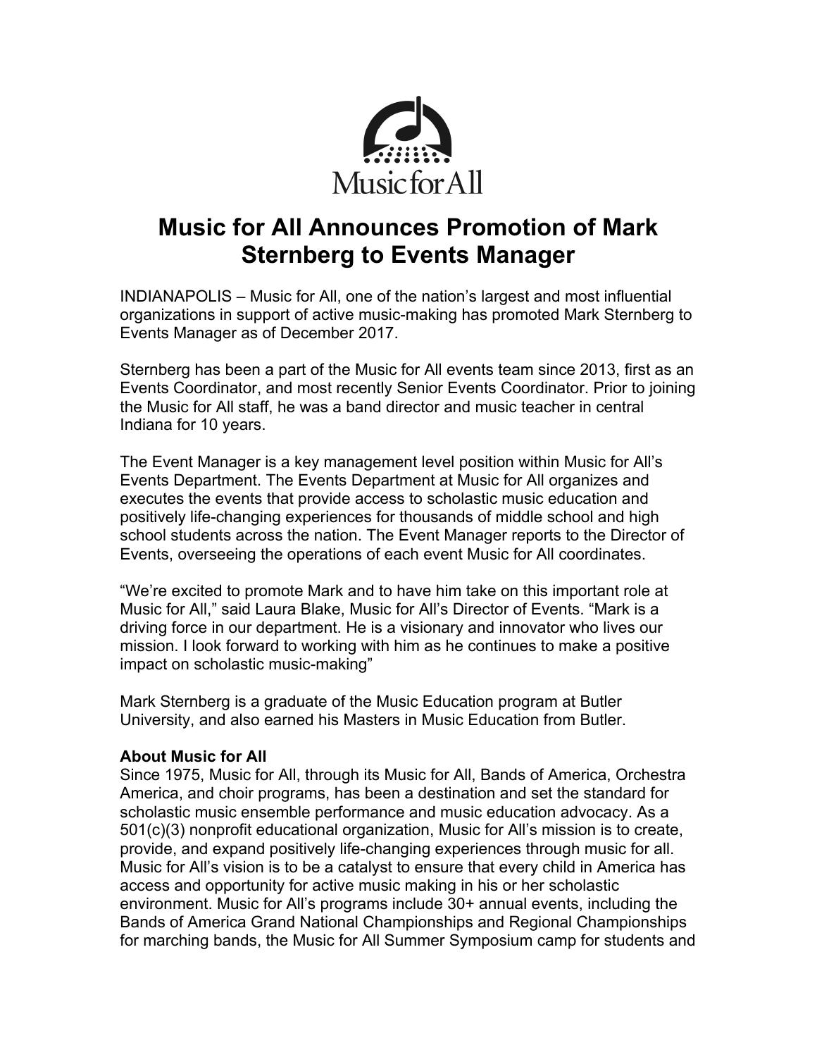Music for All

# Music for All Announces Promotion of Mark Sternberg to Events Manager

INDIANAPOLIS – Music for All, one of the nation's largest and most influential organizations in support of active music-making has promoted Mark Sternberg to Events Manager as of December 2017.

Sternberg has been a part of the Music for All events team since 2013, first as an Events Coordinator, and most recently Senior Events Coordinator. Prior to joining the Music for All staff, he was a band director and music teacher in central Indiana for 10 years.

The Event Manager is a key management level position within Music for All's Events Department. The Events Department at Music for All organizes and executes the events that provide access to scholastic music education and positively life-changing experiences for thousands of middle school and high school students across the nation. The Event Manager reports to the Director of Events, overseeing the operations of each event Music for All coordinates.

"We're excited to promote Mark and to have him take on this important role at Music for All," said Laura Blake, Music for All's Director of Events. "Mark is a driving force in our department. He is a visionary and innovator who lives our mission. I look forward to working with him as he continues to make a positive impact on scholastic music-making"

Mark Sternberg is a graduate of the Music Education program at Butler University, and also earned his Masters in Music Education from Butler.

**About Music for All**
Since 1975, Music for All, through its Music for All, Bands of America, Orchestra America, and choir programs, has been a destination and set the standard for scholastic music ensemble performance and music education advocacy. As a 501(c)(3) nonprofit educational organization, Music for All's mission is to create, provide, and expand positively life-changing experiences through music for all. Music for All's vision is to be a catalyst to ensure that every child in America has access and opportunity for active music making in his or her scholastic environment. Music for All's programs include 30+ annual events, including the Bands of America Grand National Championships and Regional Championships for marching bands, the Music for All Summer Symposium camp for students and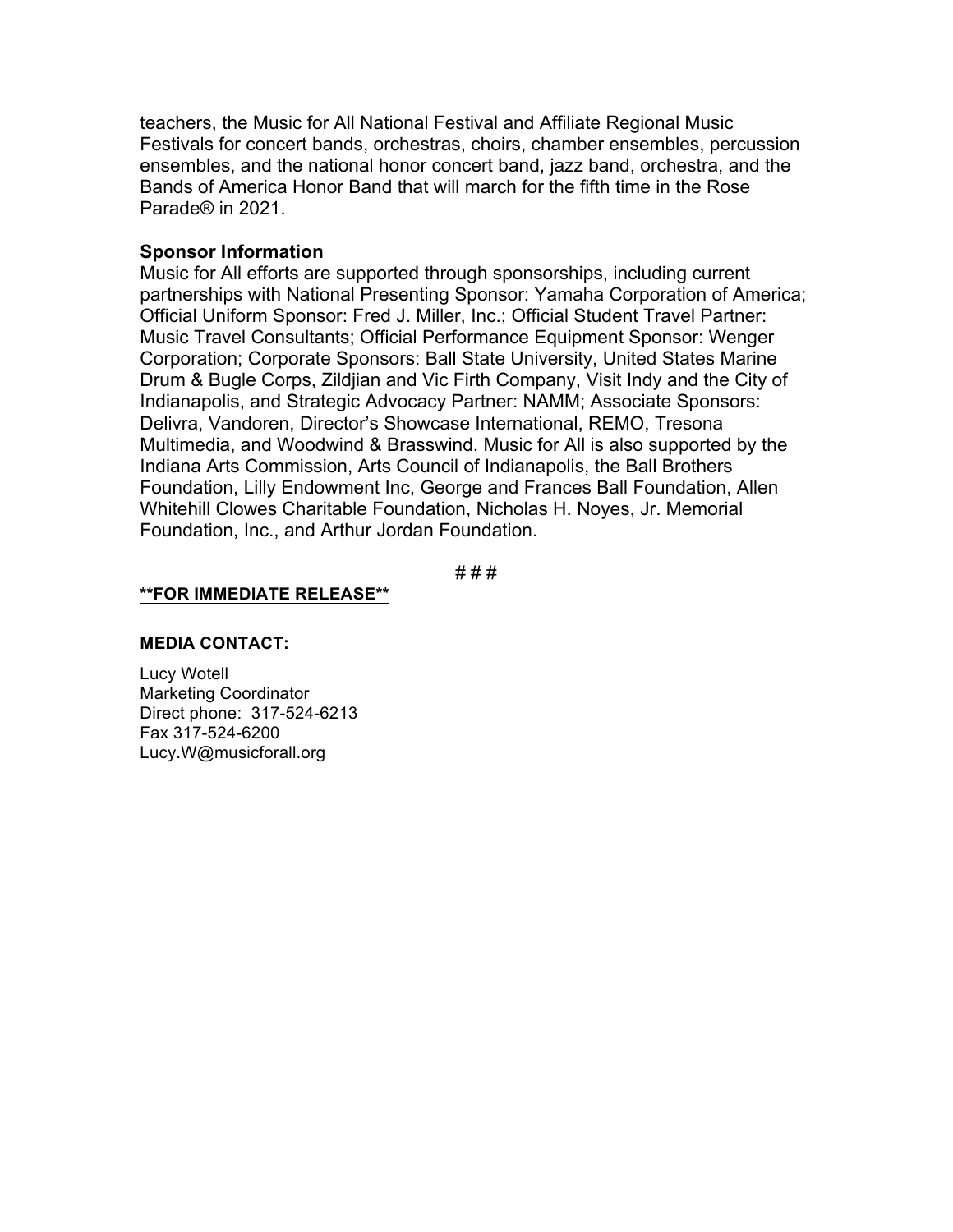teachers, the Music for All National Festival and Affiliate Regional Music Festivals for concert bands, orchestras, choirs, chamber ensembles, percussion ensembles, and the national honor concert band, jazz band, orchestra, and the Bands of America Honor Band that will march for the fifth time in the Rose Parade® in 2021.

**Sponsor Information**

Music for All efforts are supported through sponsorships, including current partnerships with National Presenting Sponsor: Yamaha Corporation of America; Official Uniform Sponsor: Fred J. Miller, Inc.; Official Student Travel Partner: Music Travel Consultants; Official Performance Equipment Sponsor: Wenger Corporation; Corporate Sponsors: Ball State University, United States Marine Drum & Bugle Corps, Zildjian and Vic Firth Company, Visit Indy and the City of Indianapolis, and Strategic Advocacy Partner: NAMM; Associate Sponsors: Delivra, Vandoren, Director's Showcase International, REMO, Tresona Multimedia, and Woodwind & Brasswind. Music for All is also supported by the Indiana Arts Commission, Arts Council of Indianapolis, the Ball Brothers Foundation, Lilly Endowment Inc, George and Frances Ball Foundation, Allen Whitehill Clowes Charitable Foundation, Nicholas H. Noyes, Jr. Memorial Foundation, Inc., and Arthur Jordan Foundation.

# # #

**<u>**FOR IMMEDIATE RELEASE**</u>**

**MEDIA CONTACT:**

Lucy Wotell
Marketing Coordinator
Direct phone: 317-524-6213
Fax 317-524-6200
Lucy.W@musicforall.org